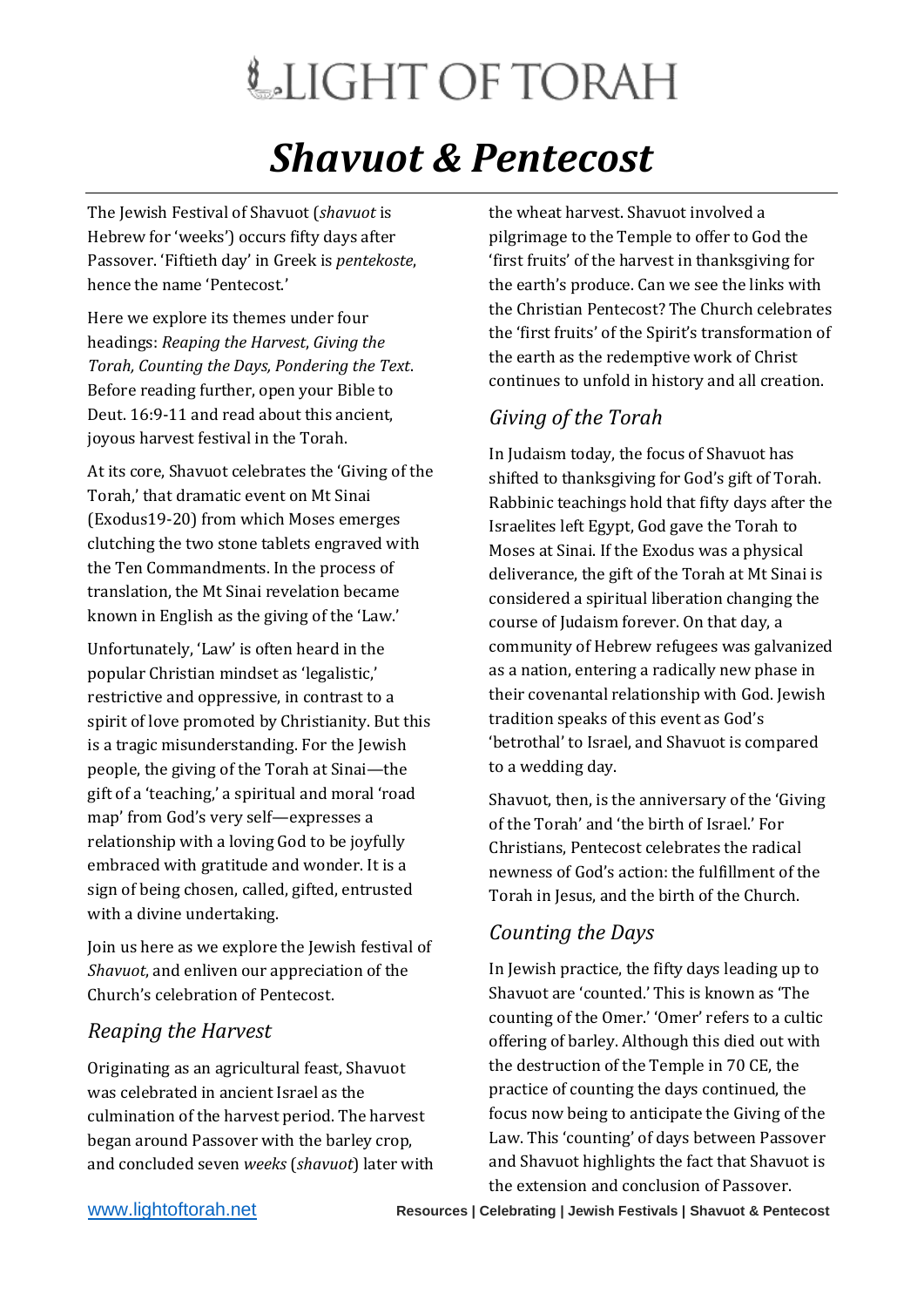# LIGHT OF TORAH

# *Shavuot & Pentecost*

The Jewish Festival of Shavuot (*shavuot* is Hebrew for 'weeks') occurs fifty days after Passover. 'Fiftieth day' in Greek is *pentekoste*, hence the name 'Pentecost.'

Here we explore its themes under four headings: *Reaping the Harvest*, *Giving the Torah, Counting the Days, Pondering the Text*. Before reading further, open your Bible to Deut. 16:9-11 and read about this ancient, joyous harvest festival in the Torah.

At its core, Shavuot celebrates the 'Giving of the Torah,' that dramatic event on Mt Sinai (Exodus19-20) from which Moses emerges clutching the two stone tablets engraved with the Ten Commandments. In the process of translation, the Mt Sinai revelation became known in English as the giving of the 'Law.'

Unfortunately, 'Law' is often heard in the popular Christian mindset as 'legalistic,' restrictive and oppressive, in contrast to a spirit of love promoted by Christianity. But this is a tragic misunderstanding. For the Jewish people, the giving of the Torah at Sinai—the gift of a 'teaching,' a spiritual and moral 'road map' from God's very self—expresses a relationship with a loving God to be joyfully embraced with gratitude and wonder. It is a sign of being chosen, called, gifted, entrusted with a divine undertaking.

Join us here as we explore the Jewish festival of *Shavuot*, and enliven our appreciation of the Church's celebration of Pentecost.

## *Reaping the Harvest*

Originating as an agricultural feast, Shavuot was celebrated in ancient Israel as the culmination of the harvest period. The harvest began around Passover with the barley crop, and concluded seven *weeks* (*shavuot*) later with the wheat harvest. Shavuot involved a pilgrimage to the Temple to offer to God the 'first fruits' of the harvest in thanksgiving for the earth's produce. Can we see the links with the Christian Pentecost? The Church celebrates the 'first fruits' of the Spirit's transformation of the earth as the redemptive work of Christ continues to unfold in history and all creation.

## *Giving of the Torah*

In Judaism today, the focus of Shavuot has shifted to thanksgiving for God's gift of Torah. Rabbinic teachings hold that fifty days after the Israelites left Egypt, God gave the Torah to Moses at Sinai. If the Exodus was a physical deliverance, the gift of the Torah at Mt Sinai is considered a spiritual liberation changing the course of Judaism forever. On that day, a community of Hebrew refugees was galvanized as a nation, entering a radically new phase in their covenantal relationship with God. Jewish tradition speaks of this event as God's 'betrothal' to Israel, and Shavuot is compared to a wedding day.

Shavuot, then, is the anniversary of the 'Giving of the Torah' and 'the birth of Israel.' For Christians, Pentecost celebrates the radical newness of God's action: the fulfillment of the Torah in Jesus, and the birth of the Church.

## *Counting the Days*

In Jewish practice, the fifty days leading up to Shavuot are 'counted.' This is known as 'The counting of the Omer.' 'Omer' refers to a cultic offering of barley. Although this died out with the destruction of the Temple in 70 CE, the practice of counting the days continued, the focus now being to anticipate the Giving of the Law. This 'counting' of days between Passover and Shavuot highlights the fact that Shavuot is the extension and conclusion of Passover.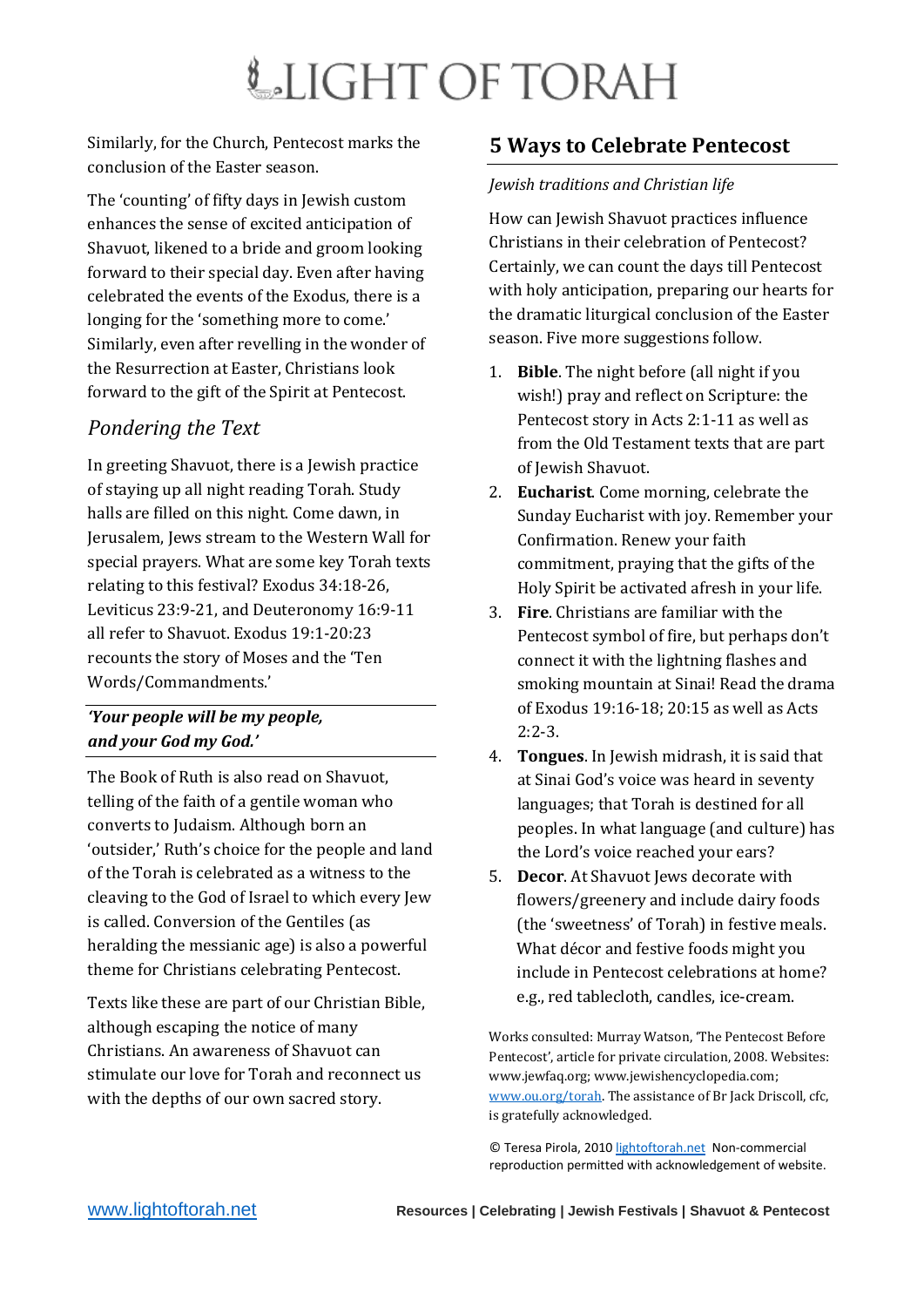Similarly, for the Church, Pentecost marks the conclusion of the Easter season.

The 'counting' of fifty days in Jewish custom enhances the sense of excited anticipation of Shavuot, likened to a bride and groom looking forward to their special day. Even after having celebrated the events of the Exodus, there is a longing for the 'something more to come.' Similarly, even after revelling in the wonder of the Resurrection at Easter, Christians look forward to the gift of the Spirit at Pentecost.

## *Pondering the Text*

In greeting Shavuot, there is a Jewish practice of staying up all night reading Torah. Study halls are filled on this night. Come dawn, in Jerusalem, Jews stream to the Western Wall for special prayers. What are some key Torah texts relating to this festival? Exodus 34:18-26, Leviticus 23:9-21, and Deuteronomy 16:9-11 all refer to Shavuot. Exodus 19:1-20:23 recounts the story of Moses and the 'Ten Words/Commandments.'

***'Your people will be my people, and your God my God.'***

The Book of Ruth is also read on Shavuot, telling of the faith of a gentile woman who converts to Judaism. Although born an 'outsider,' Ruth's choice for the people and land of the Torah is celebrated as a witness to the cleaving to the God of Israel to which every Jew is called. Conversion of the Gentiles (as heralding the messianic age) is also a powerful theme for Christians celebrating Pentecost.

Texts like these are part of our Christian Bible, although escaping the notice of many Christians. An awareness of Shavuot can stimulate our love for Torah and reconnect us with the depths of our own sacred story.

## 5 Ways to Celebrate Pentecost

*Jewish traditions and Christian life*

How can Jewish Shavuot practices influence Christians in their celebration of Pentecost? Certainly, we can count the days till Pentecost with holy anticipation, preparing our hearts for the dramatic liturgical conclusion of the Easter season. Five more suggestions follow.

1. **Bible**. The night before (all night if you wish!) pray and reflect on Scripture: the Pentecost story in Acts 2:1-11 as well as from the Old Testament texts that are part of Jewish Shavuot.
2. **Eucharist**. Come morning, celebrate the Sunday Eucharist with joy. Remember your Confirmation. Renew your faith commitment, praying that the gifts of the Holy Spirit be activated afresh in your life.
3. **Fire**. Christians are familiar with the Pentecost symbol of fire, but perhaps don't connect it with the lightning flashes and smoking mountain at Sinai! Read the drama of Exodus 19:16-18; 20:15 as well as Acts 2:2-3.
4. **Tongues**. In Jewish midrash, it is said that at Sinai God's voice was heard in seventy languages; that Torah is destined for all peoples. In what language (and culture) has the Lord's voice reached your ears?
5. **Decor**. At Shavuot Jews decorate with flowers/greenery and include dairy foods (the 'sweetness' of Torah) in festive meals. What décor and festive foods might you include in Pentecost celebrations at home? e.g., red tablecloth, candles, ice-cream.

Works consulted: Murray Watson, 'The Pentecost Before Pentecost', article for private circulation, 2008. Websites: www.jewfaq.org; www.jewishencyclopedia.com; www.ou.org/torah. The assistance of Br Jack Driscoll, cfc, is gratefully acknowledged.

© Teresa Pirola, 2010 lightoftorah.net Non-commercial reproduction permitted with acknowledgement of website.